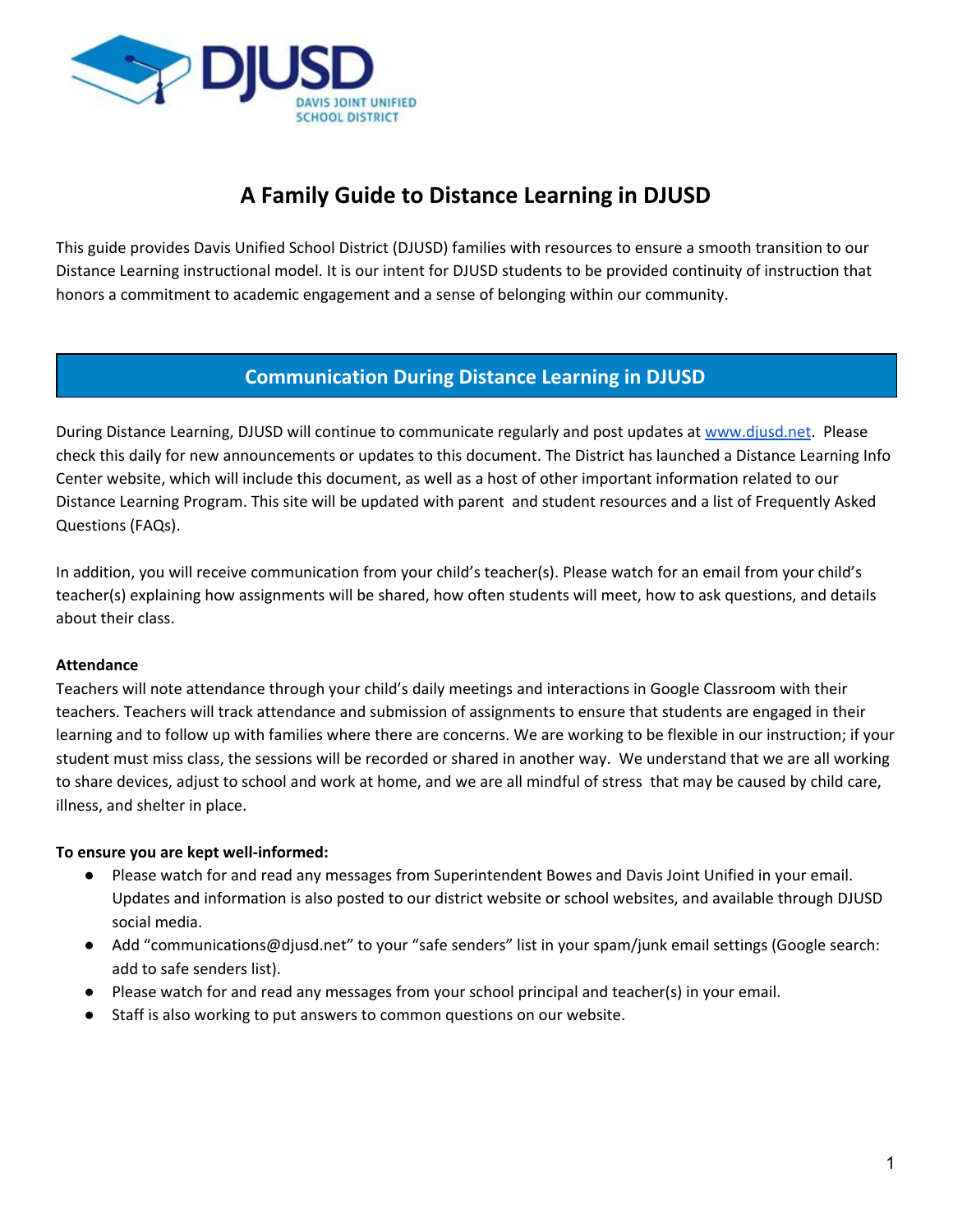# A Family Guide to Distance Learning in DJUSD

This guide provides Davis Unified School District (DJUSD) families with resources to ensure a smooth transition to our Distance Learning instructional model. It is our intent for DJUSD students to be provided continuity of instruction that honors a commitment to academic engagement and a sense of belonging within our community.

## Communication During Distance Learning in DJUSD

During Distance Learning, DJUSD will continue to communicate regularly and post updates at [www.djusd.net](http://www.djusd.net). Please check this daily for new announcements or updates to this document. The District has launched a Distance Learning Info Center website, which will include this document, as well as a host of other important information related to our Distance Learning Program. This site will be updated with parent and student resources and a list of Frequently Asked Questions (FAQs).

In addition, you will receive communication from your child's teacher(s). Please watch for an email from your child's teacher(s) explaining how assignments will be shared, how often students will meet, how to ask questions, and details about their class.

**Attendance**

Teachers will note attendance through your child's daily meetings and interactions in Google Classroom with their teachers. Teachers will track attendance and submission of assignments to ensure that students are engaged in their learning and to follow up with families where there are concerns. We are working to be flexible in our instruction; if your student must miss class, the sessions will be recorded or shared in another way. We understand that we are all working to share devices, adjust to school and work at home, and we are all mindful of stress that may be caused by child care, illness, and shelter in place.

**To ensure you are kept well-informed:**

- Please watch for and read any messages from Superintendent Bowes and Davis Joint Unified in your email. Updates and information is also posted to our district website or school websites, and available through DJUSD social media.
- Add "communications@djusd.net" to your "safe senders" list in your spam/junk email settings (Google search: add to safe senders list).
- Please watch for and read any messages from your school principal and teacher(s) in your email.
- Staff is also working to put answers to common questions on our website.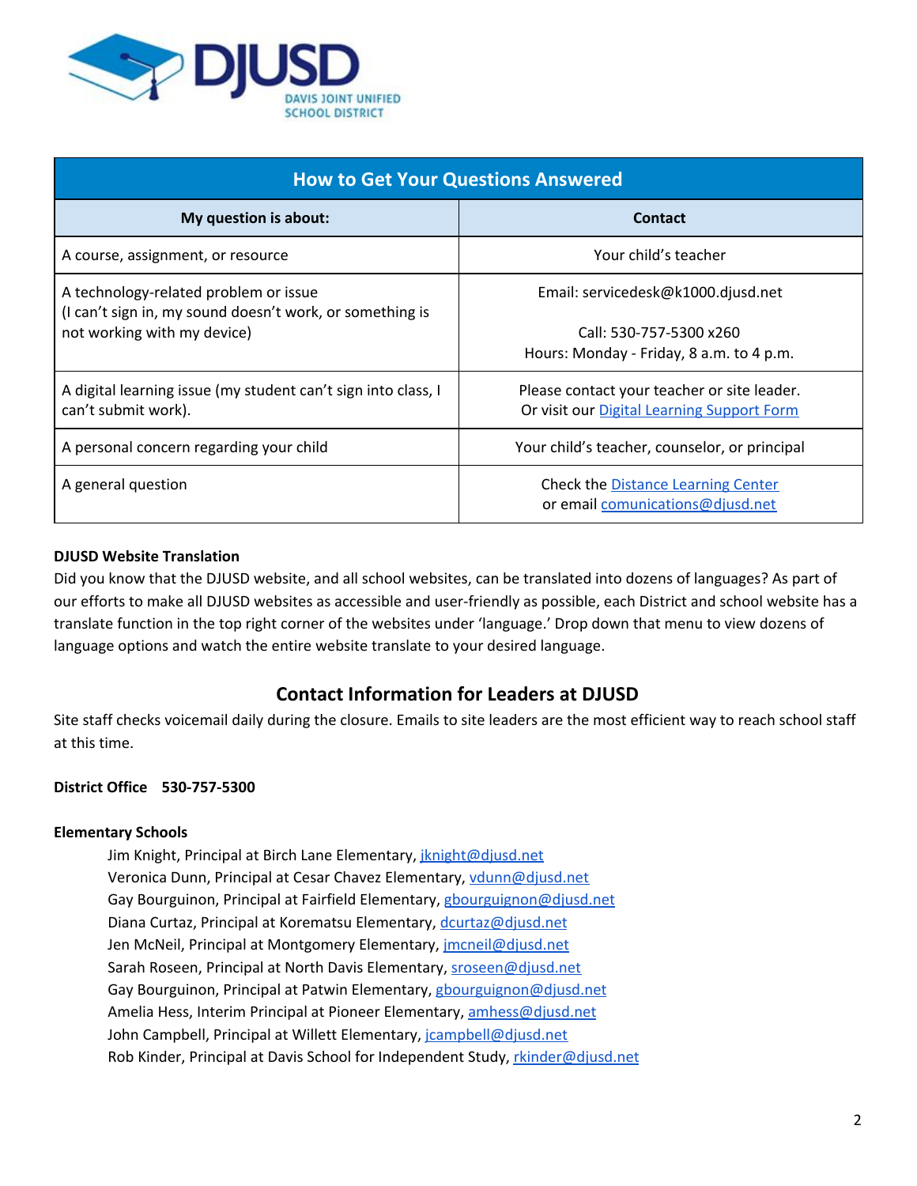| How to Get Your Questions Answered | |
|---|---|
| **My question is about:** | **Contact** |
| A course, assignment, or resource | Your child's teacher |
| A technology-related problem or issue (I can't sign in, my sound doesn't work, or something is not working with my device) | Email: servicedesk@k1000.djusd.net<br><br>Call: 530-757-5300 x260<br>Hours: Monday - Friday, 8 a.m. to 4 p.m. |
| A digital learning issue (my student can't sign into class, I can't submit work). | Please contact your teacher or site leader.<br>Or visit our Digital Learning Support Form |
| A personal concern regarding your child | Your child's teacher, counselor, or principal |
| A general question | Check the Distance Learning Center<br>or email comunications@djusd.net |

**DJUSD Website Translation**

Did you know that the DJUSD website, and all school websites, can be translated into dozens of languages? As part of our efforts to make all DJUSD websites as accessible and user-friendly as possible, each District and school website has a translate function in the top right corner of the websites under 'language.' Drop down that menu to view dozens of language options and watch the entire website translate to your desired language.

## Contact Information for Leaders at DJUSD

Site staff checks voicemail daily during the closure. Emails to site leaders are the most efficient way to reach school staff at this time.

**District Office 530-757-5300**

**Elementary Schools**

Jim Knight, Principal at Birch Lane Elementary, jknight@djusd.net
Veronica Dunn, Principal at Cesar Chavez Elementary, vdunn@djusd.net
Gay Bourguinon, Principal at Fairfield Elementary, gbourguignon@djusd.net
Diana Curtaz, Principal at Korematsu Elementary, dcurtaz@djusd.net
Jen McNeil, Principal at Montgomery Elementary, jmcneil@djusd.net
Sarah Roseen, Principal at North Davis Elementary, sroseen@djusd.net
Gay Bourguinon, Principal at Patwin Elementary, gbourguignon@djusd.net
Amelia Hess, Interim Principal at Pioneer Elementary, amhess@djusd.net
John Campbell, Principal at Willett Elementary, jcampbell@djusd.net
Rob Kinder, Principal at Davis School for Independent Study, rkinder@djusd.net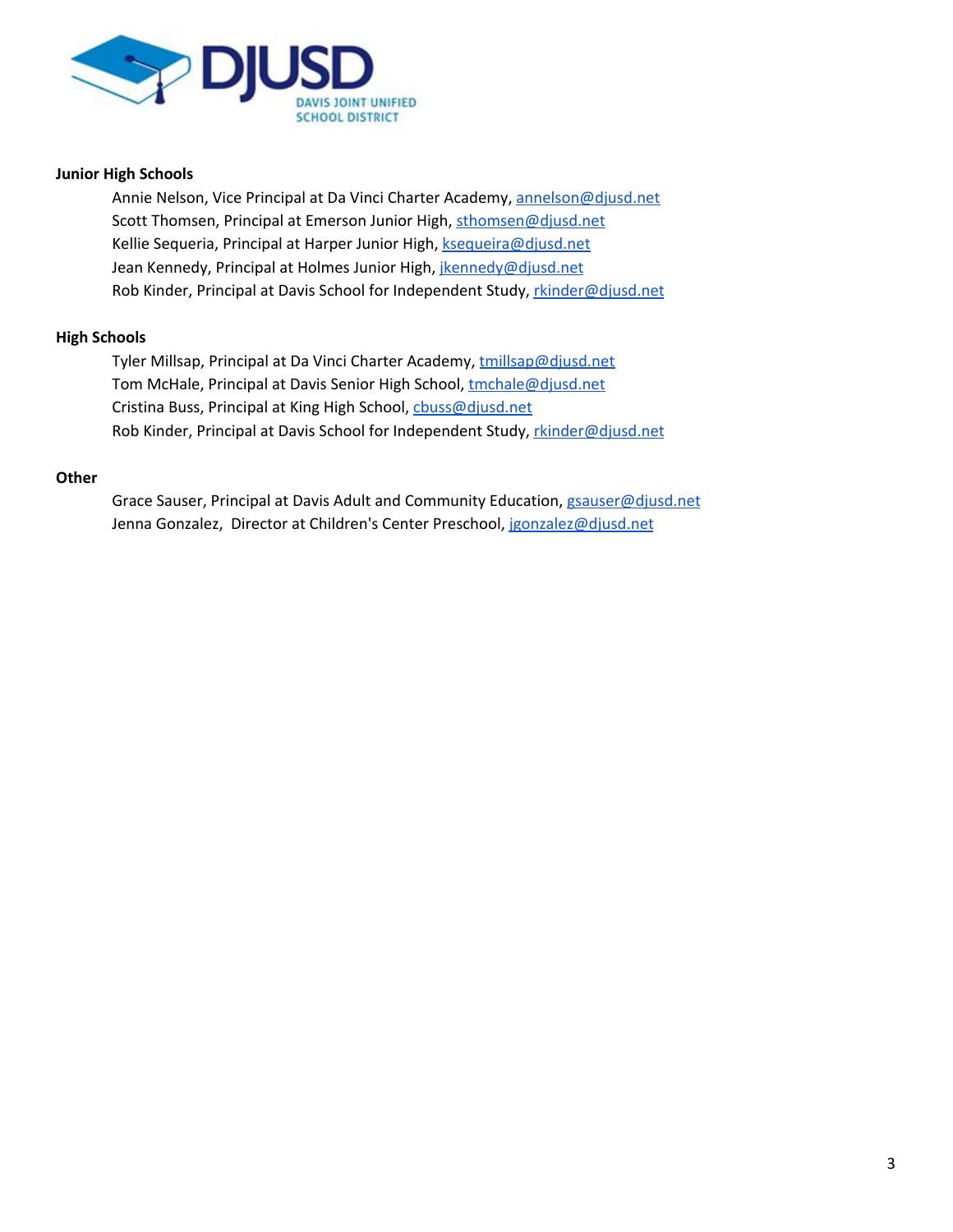### Junior High Schools

Annie Nelson, Vice Principal at Da Vinci Charter Academy, annelson@djusd.net
Scott Thomsen, Principal at Emerson Junior High, sthomsen@djusd.net
Kellie Sequeria, Principal at Harper Junior High, ksequeira@djusd.net
Jean Kennedy, Principal at Holmes Junior High, jkennedy@djusd.net
Rob Kinder, Principal at Davis School for Independent Study, rkinder@djusd.net

### High Schools

Tyler Millsap, Principal at Da Vinci Charter Academy, tmillsap@djusd.net
Tom McHale, Principal at Davis Senior High School, tmchale@djusd.net
Cristina Buss, Principal at King High School, cbuss@djusd.net
Rob Kinder, Principal at Davis School for Independent Study, rkinder@djusd.net

### Other

Grace Sauser, Principal at Davis Adult and Community Education, gsauser@djusd.net
Jenna Gonzalez, Director at Children's Center Preschool, jgonzalez@djusd.net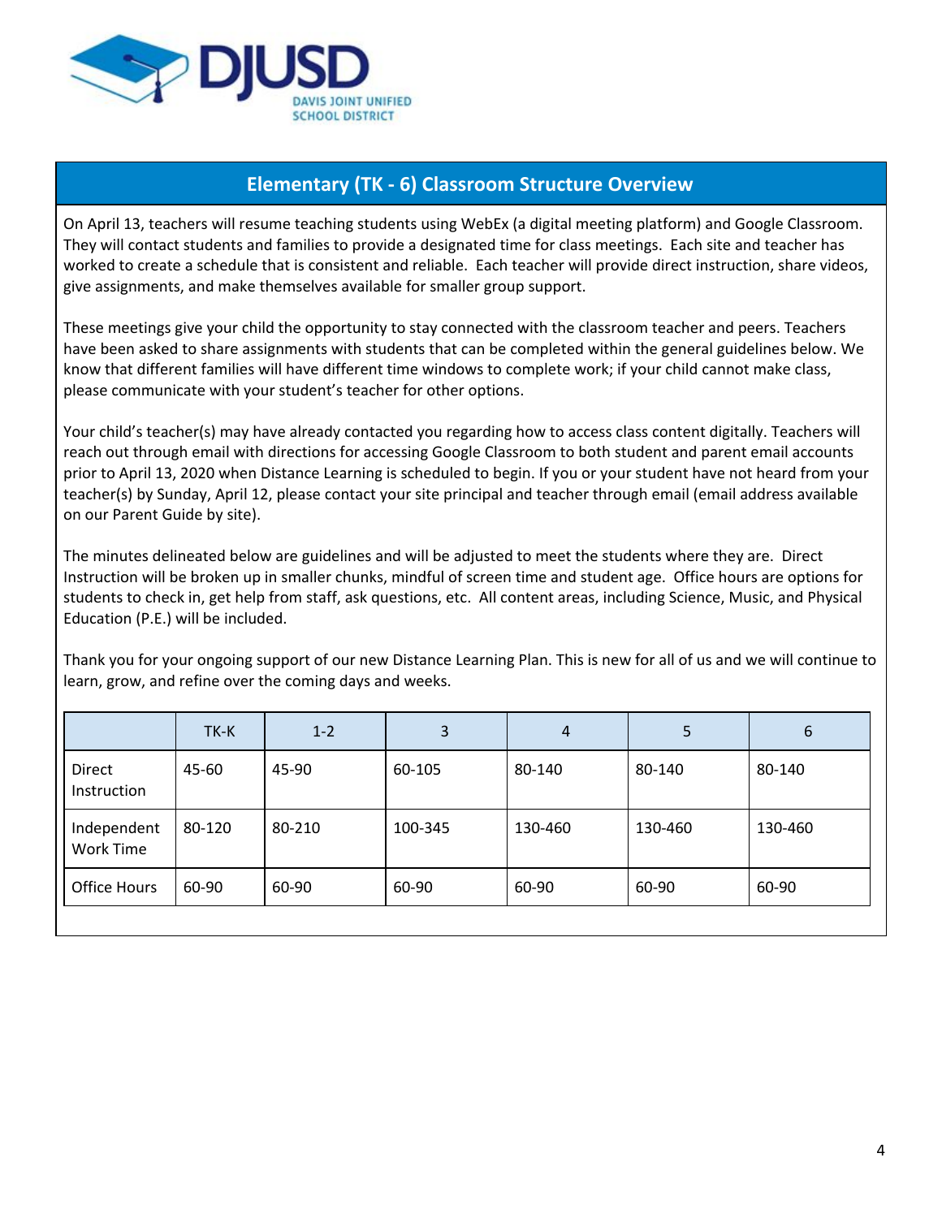DJUSD
DAVIS JOINT UNIFIED SCHOOL DISTRICT

## Elementary (TK - 6) Classroom Structure Overview

On April 13, teachers will resume teaching students using WebEx (a digital meeting platform) and Google Classroom. They will contact students and families to provide a designated time for class meetings. Each site and teacher has worked to create a schedule that is consistent and reliable. Each teacher will provide direct instruction, share videos, give assignments, and make themselves available for smaller group support.

These meetings give your child the opportunity to stay connected with the classroom teacher and peers. Teachers have been asked to share assignments with students that can be completed within the general guidelines below. We know that different families will have different time windows to complete work; if your child cannot make class, please communicate with your student's teacher for other options.

Your child's teacher(s) may have already contacted you regarding how to access class content digitally. Teachers will reach out through email with directions for accessing Google Classroom to both student and parent email accounts prior to April 13, 2020 when Distance Learning is scheduled to begin. If you or your student have not heard from your teacher(s) by Sunday, April 12, please contact your site principal and teacher through email (email address available on our Parent Guide by site).

The minutes delineated below are guidelines and will be adjusted to meet the students where they are. Direct Instruction will be broken up in smaller chunks, mindful of screen time and student age. Office hours are options for students to check in, get help from staff, ask questions, etc. All content areas, including Science, Music, and Physical Education (P.E.) will be included.

Thank you for your ongoing support of our new Distance Learning Plan. This is new for all of us and we will continue to learn, grow, and refine over the coming days and weeks.

| | TK-K | 1-2 | 3 | 4 | 5 | 6 |
|---|---|---|---|---|---|---|
| Direct Instruction | 45-60 | 45-90 | 60-105 | 80-140 | 80-140 | 80-140 |
| Independent Work Time | 80-120 | 80-210 | 100-345 | 130-460 | 130-460 | 130-460 |
| Office Hours | 60-90 | 60-90 | 60-90 | 60-90 | 60-90 | 60-90 |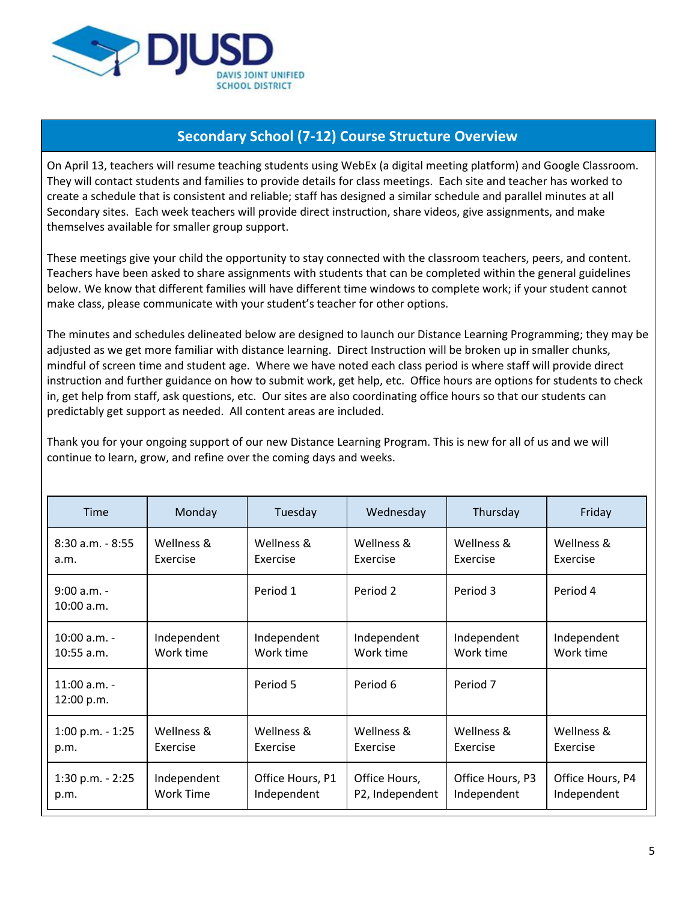## Secondary School (7-12) Course Structure Overview

On April 13, teachers will resume teaching students using WebEx (a digital meeting platform) and Google Classroom. They will contact students and families to provide details for class meetings. Each site and teacher has worked to create a schedule that is consistent and reliable; staff has designed a similar schedule and parallel minutes at all Secondary sites. Each week teachers will provide direct instruction, share videos, give assignments, and make themselves available for smaller group support.

These meetings give your child the opportunity to stay connected with the classroom teachers, peers, and content. Teachers have been asked to share assignments with students that can be completed within the general guidelines below. We know that different families will have different time windows to complete work; if your student cannot make class, please communicate with your student's teacher for other options.

The minutes and schedules delineated below are designed to launch our Distance Learning Programming; they may be adjusted as we get more familiar with distance learning. Direct Instruction will be broken up in smaller chunks, mindful of screen time and student age. Where we have noted each class period is where staff will provide direct instruction and further guidance on how to submit work, get help, etc. Office hours are options for students to check in, get help from staff, ask questions, etc. Our sites are also coordinating office hours so that our students can predictably get support as needed. All content areas are included.

Thank you for your ongoing support of our new Distance Learning Program. This is new for all of us and we will continue to learn, grow, and refine over the coming days and weeks.

| Time | Monday | Tuesday | Wednesday | Thursday | Friday |
|---|---|---|---|---|---|
| 8:30 a.m. - 8:55 a.m. | Wellness & Exercise | Wellness & Exercise | Wellness & Exercise | Wellness & Exercise | Wellness & Exercise |
| 9:00 a.m. - 10:00 a.m. | | Period 1 | Period 2 | Period 3 | Period 4 |
| 10:00 a.m. - 10:55 a.m. | Independent Work time | Independent Work time | Independent Work time | Independent Work time | Independent Work time |
| 11:00 a.m. - 12:00 p.m. | | Period 5 | Period 6 | Period 7 | |
| 1:00 p.m. - 1:25 p.m. | Wellness & Exercise | Wellness & Exercise | Wellness & Exercise | Wellness & Exercise | Wellness & Exercise |
| 1:30 p.m. - 2:25 p.m. | Independent Work Time | Office Hours, P1 Independent | Office Hours, P2, Independent | Office Hours, P3 Independent | Office Hours, P4 Independent |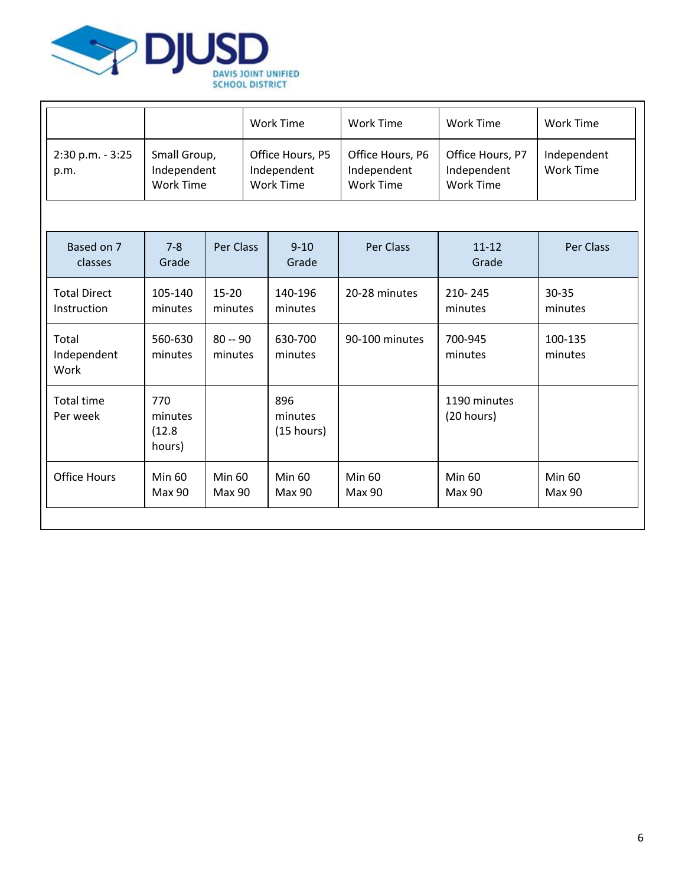| | | Work Time | Work Time | Work Time | Work Time |
|---|---|---|---|---|---|
| 2:30 p.m. - 3:25 p.m. | Small Group, Independent Work Time | Office Hours, P5 Independent Work Time | Office Hours, P6 Independent Work Time | Office Hours, P7 Independent Work Time | Independent Work Time |

| Based on 7 classes | 7-8 Grade | Per Class | 9-10 Grade | Per Class | 11-12 Grade | Per Class |
|---|---|---|---|---|---|---|
| Total Direct Instruction | 105-140 minutes | 15-20 minutes | 140-196 minutes | 20-28 minutes | 210- 245 minutes | 30-35 minutes |
| Total Independent Work | 560-630 minutes | 80 -- 90 minutes | 630-700 minutes | 90-100 minutes | 700-945 minutes | 100-135 minutes |
| Total time Per week | 770 minutes (12.8 hours) | | 896 minutes (15 hours) | | 1190 minutes (20 hours) | |
| Office Hours | Min 60 Max 90 | Min 60 Max 90 | Min 60 Max 90 | Min 60 Max 90 | Min 60 Max 90 | Min 60 Max 90 |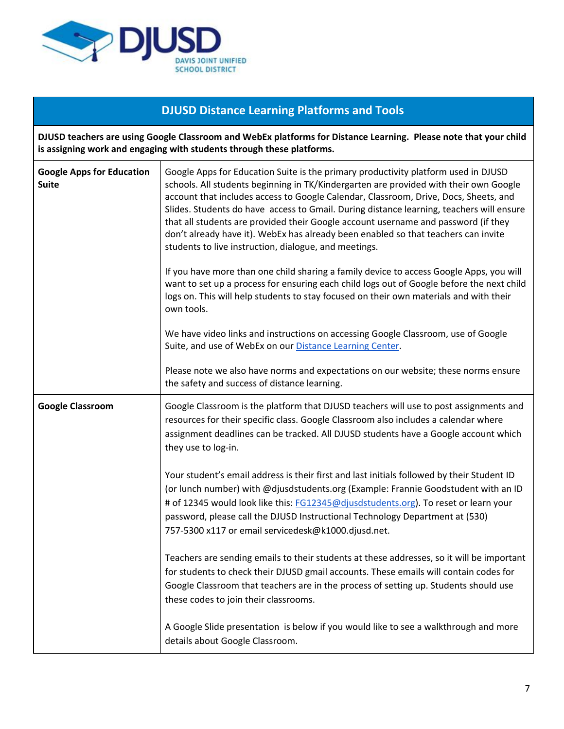## DJUSD Distance Learning Platforms and Tools

**DJUSD teachers are using Google Classroom and WebEx platforms for Distance Learning. Please note that your child is assigning work and engaging with students through these platforms.**

| | |
|---|---|
| **Google Apps for Education Suite** | Google Apps for Education Suite is the primary productivity platform used in DJUSD schools. All students beginning in TK/Kindergarten are provided with their own Google account that includes access to Google Calendar, Classroom, Drive, Docs, Sheets, and Slides. Students do have access to Gmail. During distance learning, teachers will ensure that all students are provided their Google account username and password (if they don't already have it). WebEx has already been enabled so that teachers can invite students to live instruction, dialogue, and meetings.<br><br>If you have more than one child sharing a family device to access Google Apps, you will want to set up a process for ensuring each child logs out of Google before the next child logs on. This will help students to stay focused on their own materials and with their own tools.<br><br>We have video links and instructions on accessing Google Classroom, use of Google Suite, and use of WebEx on our Distance Learning Center.<br><br>Please note we also have norms and expectations on our website; these norms ensure the safety and success of distance learning. |
| **Google Classroom** | Google Classroom is the platform that DJUSD teachers will use to post assignments and resources for their specific class. Google Classroom also includes a calendar where assignment deadlines can be tracked. All DJUSD students have a Google account which they use to log-in.<br><br>Your student's email address is their first and last initials followed by their Student ID (or lunch number) with @djusdstudents.org (Example: Frannie Goodstudent with an ID # of 12345 would look like this: FG12345@djusdstudents.org). To reset or learn your password, please call the DJUSD Instructional Technology Department at (530) 757-5300 x117 or email servicedesk@k1000.djusd.net.<br><br>Teachers are sending emails to their students at these addresses, so it will be important for students to check their DJUSD gmail accounts. These emails will contain codes for Google Classroom that teachers are in the process of setting up. Students should use these codes to join their classrooms.<br><br>A Google Slide presentation is below if you would like to see a walkthrough and more details about Google Classroom. |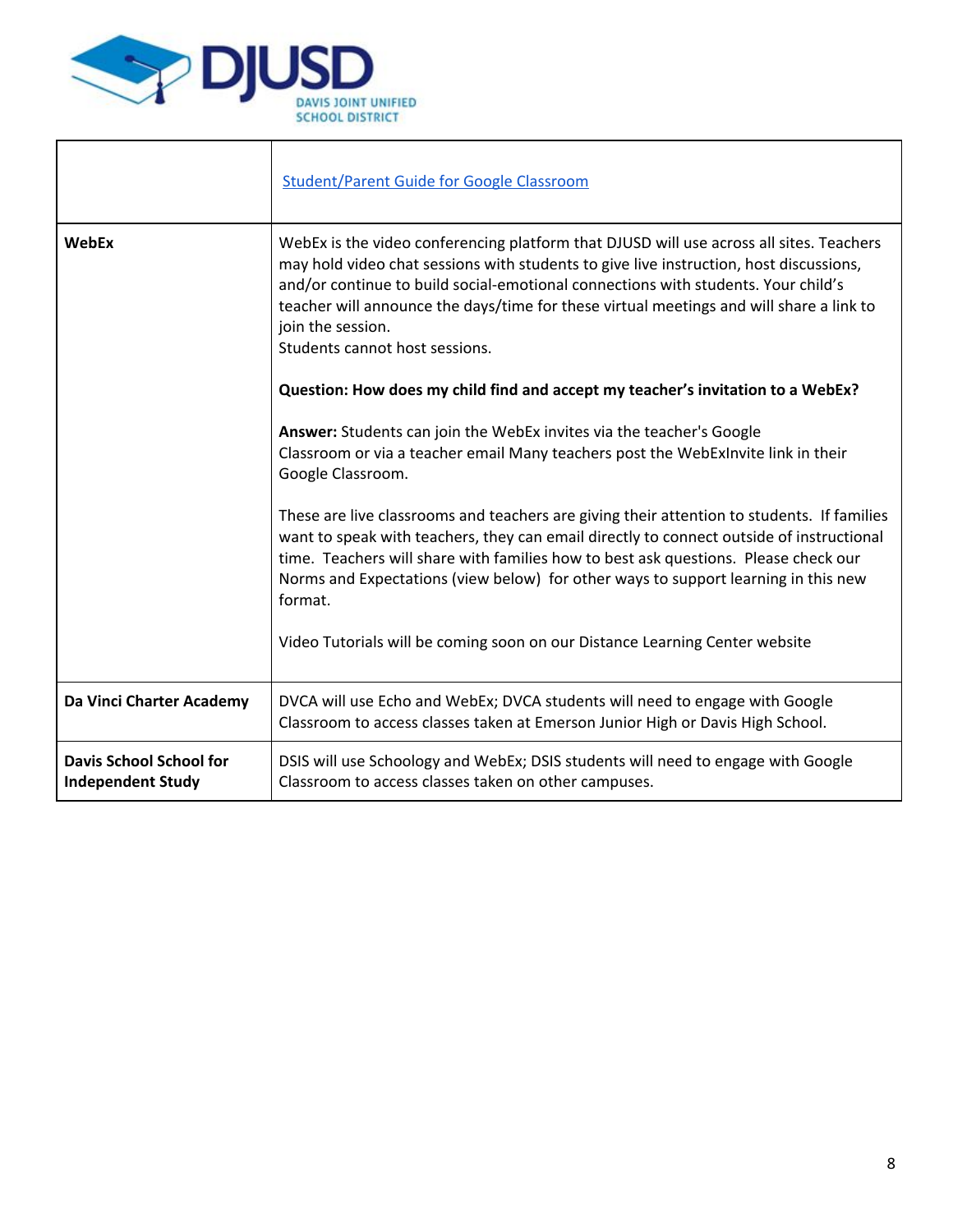| | |
|---|---|
| | [Student/Parent Guide for Google Classroom]() |
| **WebEx** | WebEx is the video conferencing platform that DJUSD will use across all sites. Teachers may hold video chat sessions with students to give live instruction, host discussions, and/or continue to build social-emotional connections with students. Your child's teacher will announce the days/time for these virtual meetings and will share a link to join the session.<br>Students cannot host sessions.<br><br>**Question: How does my child find and accept my teacher's invitation to a WebEx?**<br><br>**Answer:** Students can join the WebEx invites via the teacher's Google Classroom or via a teacher email Many teachers post the WebExInvite link in their Google Classroom.<br><br>These are live classrooms and teachers are giving their attention to students. If families want to speak with teachers, they can email directly to connect outside of instructional time. Teachers will share with families how to best ask questions. Please check our Norms and Expectations (view below) for other ways to support learning in this new format.<br><br>Video Tutorials will be coming soon on our Distance Learning Center website |
| **Da Vinci Charter Academy** | DVCA will use Echo and WebEx; DVCA students will need to engage with Google Classroom to access classes taken at Emerson Junior High or Davis High School. |
| **Davis School School for Independent Study** | DSIS will use Schoology and WebEx; DSIS students will need to engage with Google Classroom to access classes taken on other campuses. |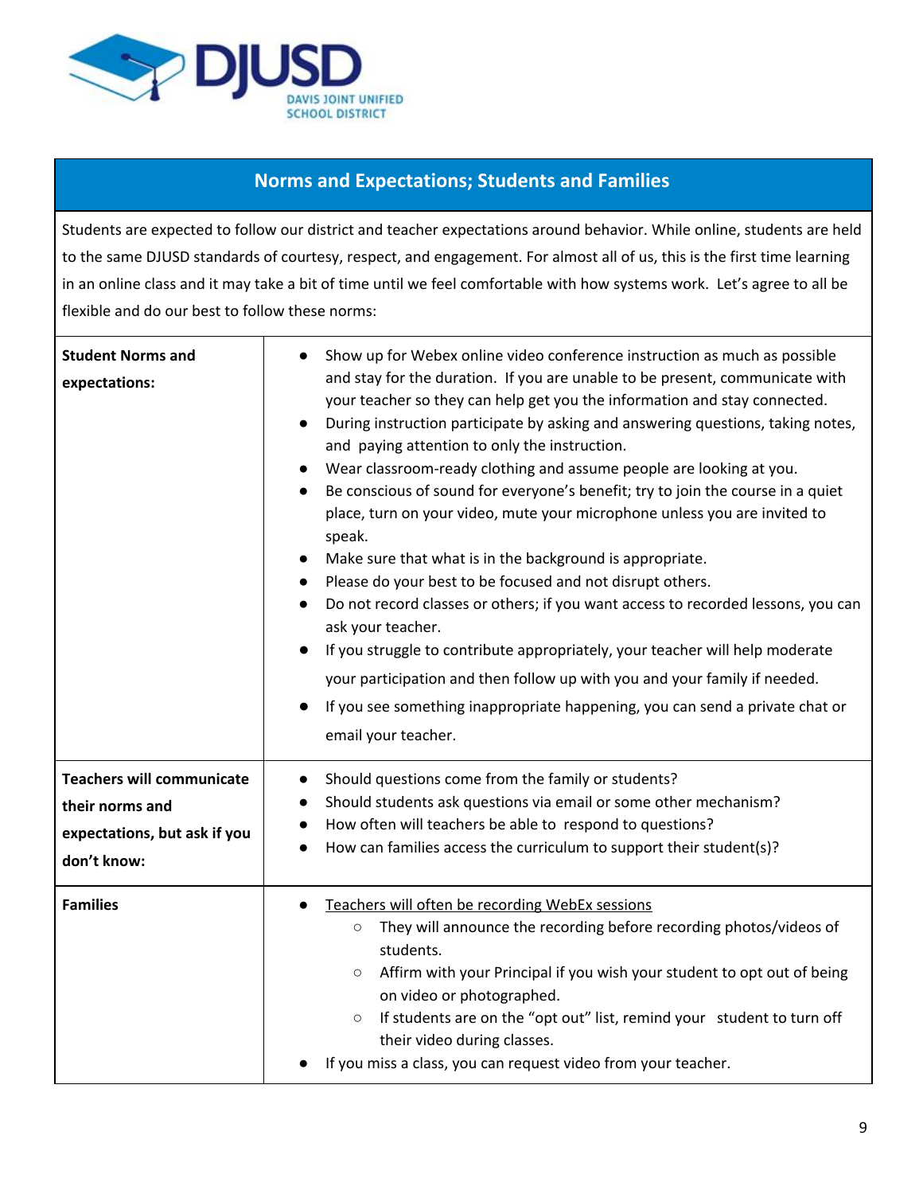## Norms and Expectations; Students and Families

Students are expected to follow our district and teacher expectations around behavior. While online, students are held to the same DJUSD standards of courtesy, respect, and engagement. For almost all of us, this is the first time learning in an online class and it may take a bit of time until we feel comfortable with how systems work. Let's agree to all be flexible and do our best to follow these norms:

| | |
|---|---|
| **Student Norms and expectations:** | • Show up for Webex online video conference instruction as much as possible and stay for the duration. If you are unable to be present, communicate with your teacher so they can help get you the information and stay connected.<br>• During instruction participate by asking and answering questions, taking notes, and paying attention to only the instruction.<br>• Wear classroom-ready clothing and assume people are looking at you.<br>• Be conscious of sound for everyone's benefit; try to join the course in a quiet place, turn on your video, mute your microphone unless you are invited to speak.<br>• Make sure that what is in the background is appropriate.<br>• Please do your best to be focused and not disrupt others.<br>• Do not record classes or others; if you want access to recorded lessons, you can ask your teacher.<br>• If you struggle to contribute appropriately, your teacher will help moderate your participation and then follow up with you and your family if needed.<br>• If you see something inappropriate happening, you can send a private chat or email your teacher. |
| **Teachers will communicate their norms and expectations, but ask if you don't know:** | • Should questions come from the family or students?<br>• Should students ask questions via email or some other mechanism?<br>• How often will teachers be able to respond to questions?<br>• How can families access the curriculum to support their student(s)? |
| **Families** | • Teachers will often be recording WebEx sessions<br>&nbsp;&nbsp;&nbsp;&nbsp;○ They will announce the recording before recording photos/videos of students.<br>&nbsp;&nbsp;&nbsp;&nbsp;○ Affirm with your Principal if you wish your student to opt out of being on video or photographed.<br>&nbsp;&nbsp;&nbsp;&nbsp;○ If students are on the "opt out" list, remind your student to turn off their video during classes.<br>• If you miss a class, you can request video from your teacher. |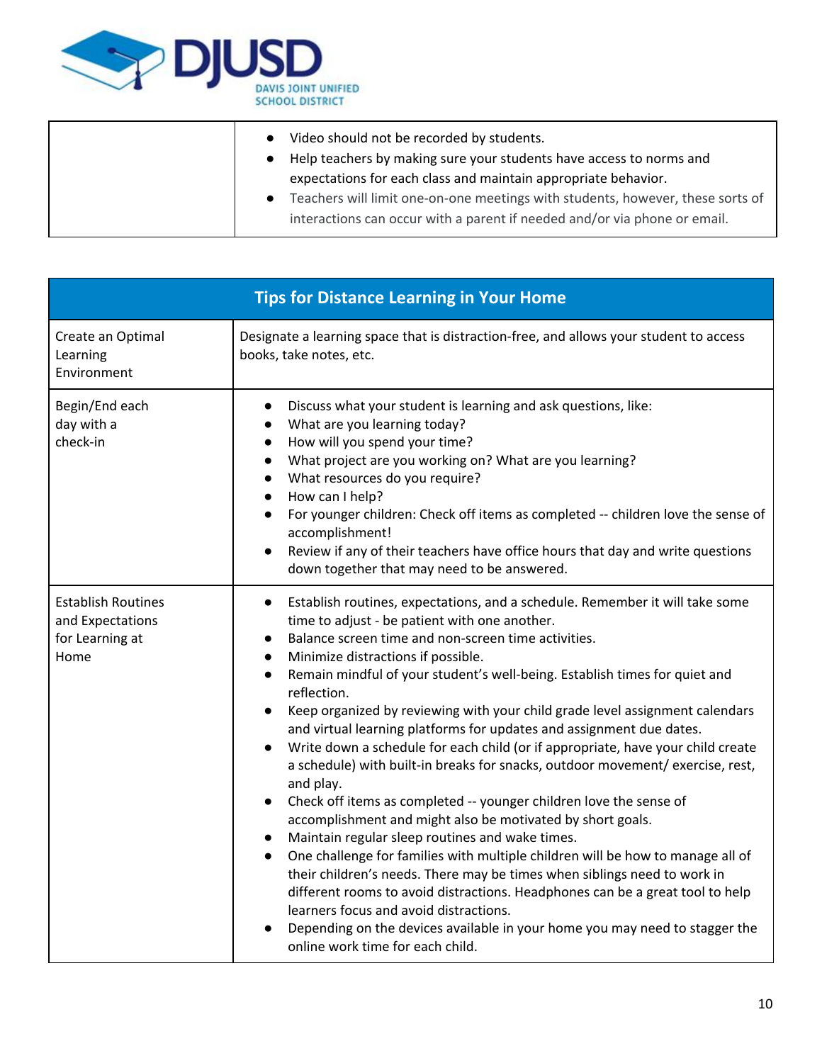| | |
|---|---|
| | <ul><li>Video should not be recorded by students.</li><li>Help teachers by making sure your students have access to norms and expectations for each class and maintain appropriate behavior.</li><li>Teachers will limit one-on-one meetings with students, however, these sorts of interactions can occur with a parent if needed and/or via phone or email.</li></ul> |

| Tips for Distance Learning in Your Home | |
|---|---|
| Create an Optimal Learning Environment | Designate a learning space that is distraction-free, and allows your student to access books, take notes, etc. |
| Begin/End each day with a check-in | <ul><li>Discuss what your student is learning and ask questions, like:</li><li>What are you learning today?</li><li>How will you spend your time?</li><li>What project are you working on? What are you learning?</li><li>What resources do you require?</li><li>How can I help?</li><li>For younger children: Check off items as completed -- children love the sense of accomplishment!</li><li>Review if any of their teachers have office hours that day and write questions down together that may need to be answered.</li></ul> |
| Establish Routines and Expectations for Learning at Home | <ul><li>Establish routines, expectations, and a schedule. Remember it will take some time to adjust - be patient with one another.</li><li>Balance screen time and non-screen time activities.</li><li>Minimize distractions if possible.</li><li>Remain mindful of your student's well-being. Establish times for quiet and reflection.</li><li>Keep organized by reviewing with your child grade level assignment calendars and virtual learning platforms for updates and assignment due dates.</li><li>Write down a schedule for each child (or if appropriate, have your child create a schedule) with built-in breaks for snacks, outdoor movement/ exercise, rest, and play.</li><li>Check off items as completed -- younger children love the sense of accomplishment and might also be motivated by short goals.</li><li>Maintain regular sleep routines and wake times.</li><li>One challenge for families with multiple children will be how to manage all of their children's needs. There may be times when siblings need to work in different rooms to avoid distractions. Headphones can be a great tool to help learners focus and avoid distractions.</li><li>Depending on the devices available in your home you may need to stagger the online work time for each child.</li></ul> |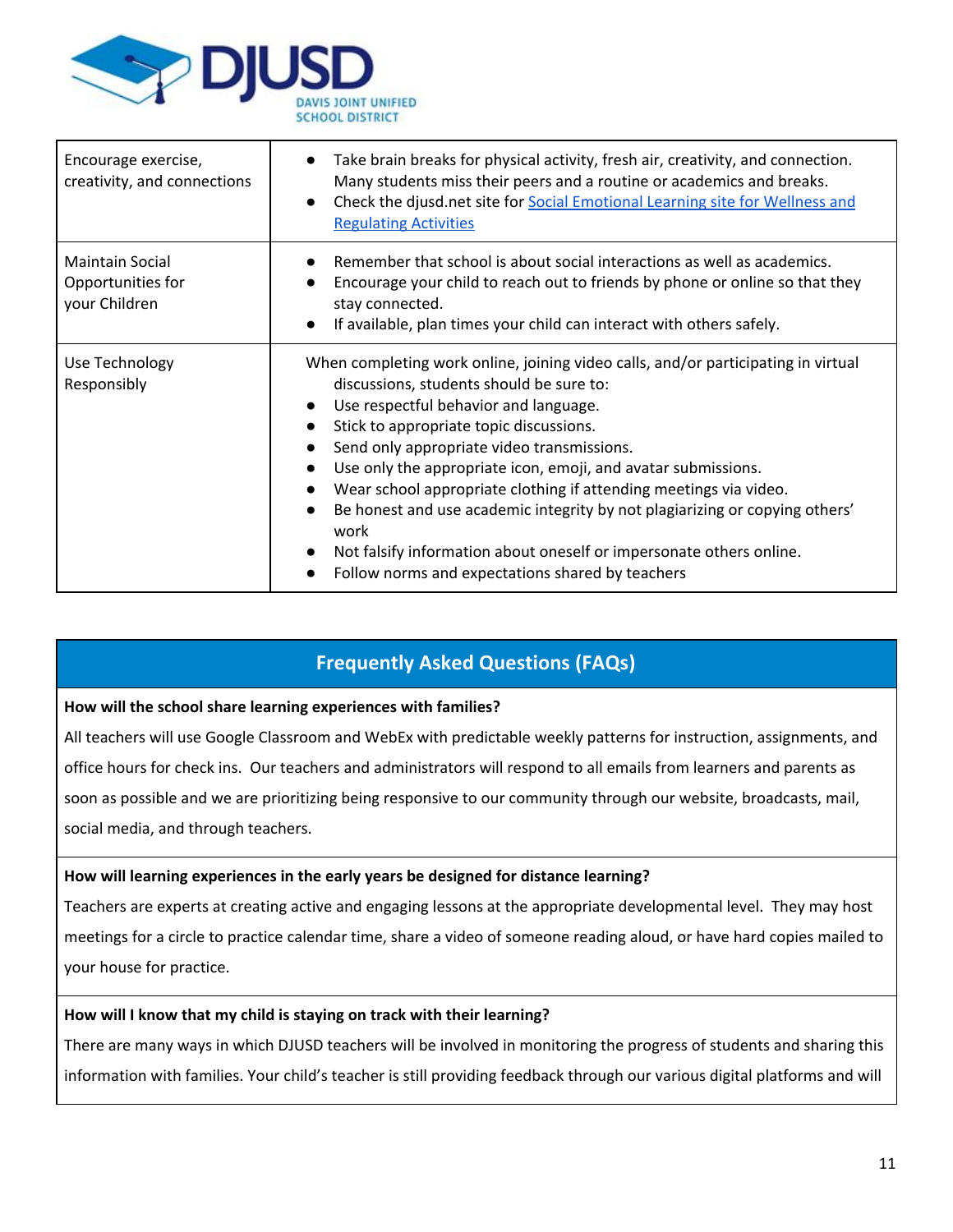| | |
|---|---|
| Encourage exercise, creativity, and connections | • Take brain breaks for physical activity, fresh air, creativity, and connection. Many students miss their peers and a routine or academics and breaks.<br>• Check the djusd.net site for Social Emotional Learning site for Wellness and Regulating Activities |
| Maintain Social Opportunities for your Children | • Remember that school is about social interactions as well as academics.<br>• Encourage your child to reach out to friends by phone or online so that they stay connected.<br>• If available, plan times your child can interact with others safely. |
| Use Technology Responsibly | When completing work online, joining video calls, and/or participating in virtual discussions, students should be sure to:<br>• Use respectful behavior and language.<br>• Stick to appropriate topic discussions.<br>• Send only appropriate video transmissions.<br>• Use only the appropriate icon, emoji, and avatar submissions.<br>• Wear school appropriate clothing if attending meetings via video.<br>• Be honest and use academic integrity by not plagiarizing or copying others' work<br>• Not falsify information about oneself or impersonate others online.<br>• Follow norms and expectations shared by teachers |

## Frequently Asked Questions (FAQs)

**How will the school share learning experiences with families?**

All teachers will use Google Classroom and WebEx with predictable weekly patterns for instruction, assignments, and office hours for check ins. Our teachers and administrators will respond to all emails from learners and parents as soon as possible and we are prioritizing being responsive to our community through our website, broadcasts, mail, social media, and through teachers.

**How will learning experiences in the early years be designed for distance learning?**

Teachers are experts at creating active and engaging lessons at the appropriate developmental level. They may host meetings for a circle to practice calendar time, share a video of someone reading aloud, or have hard copies mailed to your house for practice.

**How will I know that my child is staying on track with their learning?**

There are many ways in which DJUSD teachers will be involved in monitoring the progress of students and sharing this information with families. Your child's teacher is still providing feedback through our various digital platforms and will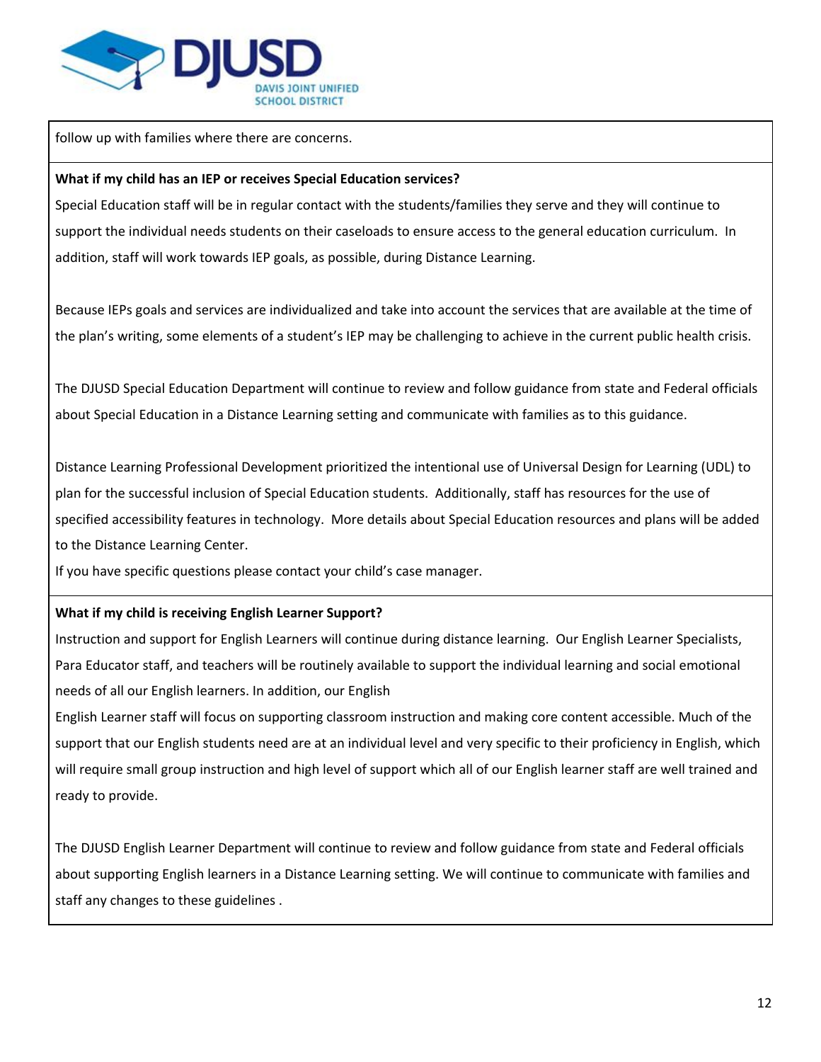follow up with families where there are concerns.

**What if my child has an IEP or receives Special Education services?**

Special Education staff will be in regular contact with the students/families they serve and they will continue to support the individual needs students on their caseloads to ensure access to the general education curriculum. In addition, staff will work towards IEP goals, as possible, during Distance Learning.

Because IEPs goals and services are individualized and take into account the services that are available at the time of the plan's writing, some elements of a student's IEP may be challenging to achieve in the current public health crisis.

The DJUSD Special Education Department will continue to review and follow guidance from state and Federal officials about Special Education in a Distance Learning setting and communicate with families as to this guidance.

Distance Learning Professional Development prioritized the intentional use of Universal Design for Learning (UDL) to plan for the successful inclusion of Special Education students. Additionally, staff has resources for the use of specified accessibility features in technology. More details about Special Education resources and plans will be added to the Distance Learning Center.

If you have specific questions please contact your child's case manager.

**What if my child is receiving English Learner Support?**

Instruction and support for English Learners will continue during distance learning. Our English Learner Specialists, Para Educator staff, and teachers will be routinely available to support the individual learning and social emotional needs of all our English learners. In addition, our English

English Learner staff will focus on supporting classroom instruction and making core content accessible. Much of the support that our English students need are at an individual level and very specific to their proficiency in English, which will require small group instruction and high level of support which all of our English learner staff are well trained and ready to provide.

The DJUSD English Learner Department will continue to review and follow guidance from state and Federal officials about supporting English learners in a Distance Learning setting. We will continue to communicate with families and staff any changes to these guidelines .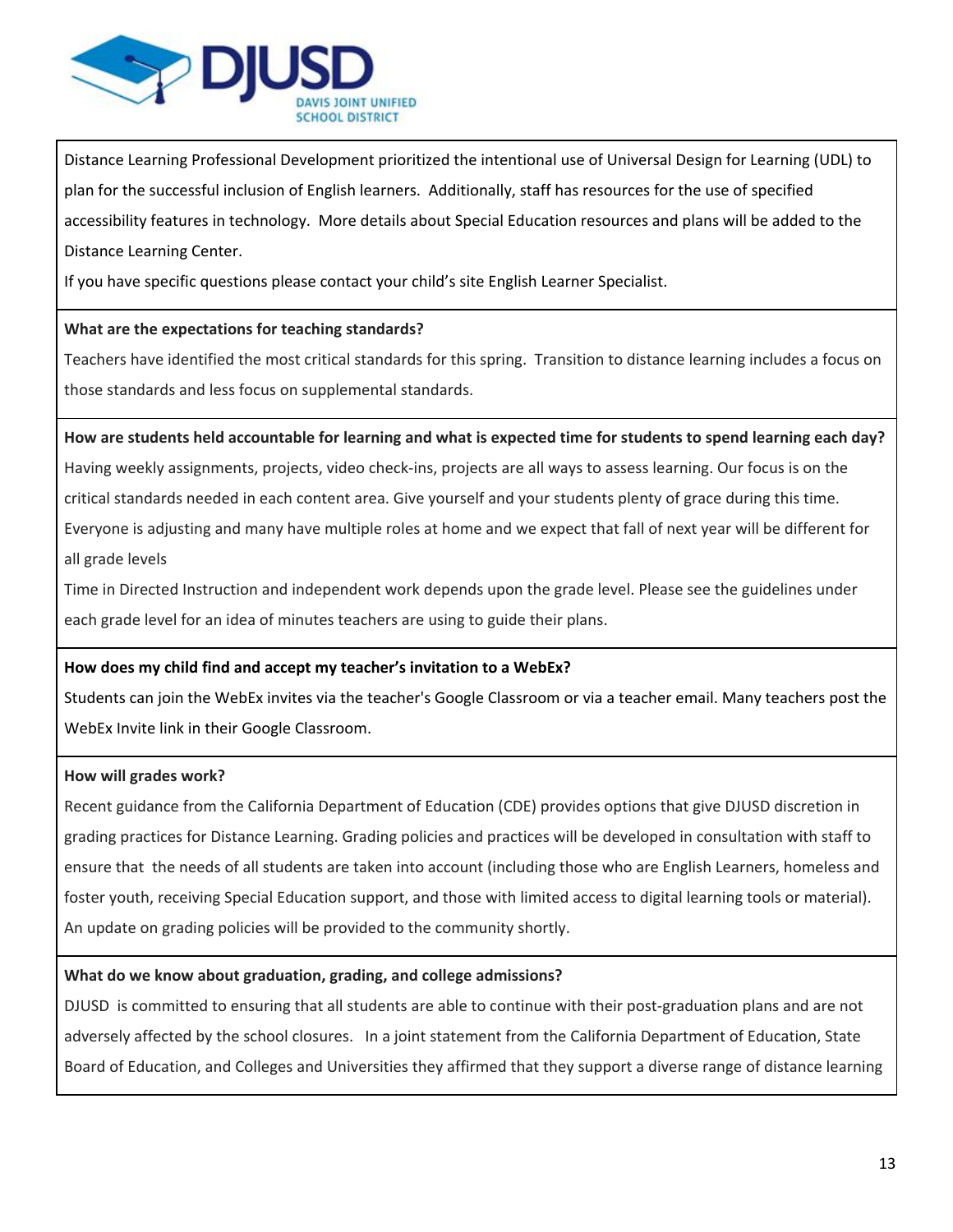Distance Learning Professional Development prioritized the intentional use of Universal Design for Learning (UDL) to plan for the successful inclusion of English learners. Additionally, staff has resources for the use of specified accessibility features in technology. More details about Special Education resources and plans will be added to the Distance Learning Center.

If you have specific questions please contact your child's site English Learner Specialist.

**What are the expectations for teaching standards?**

Teachers have identified the most critical standards for this spring. Transition to distance learning includes a focus on those standards and less focus on supplemental standards.

**How are students held accountable for learning and what is expected time for students to spend learning each day?**

Having weekly assignments, projects, video check-ins, projects are all ways to assess learning. Our focus is on the critical standards needed in each content area. Give yourself and your students plenty of grace during this time. Everyone is adjusting and many have multiple roles at home and we expect that fall of next year will be different for all grade levels

Time in Directed Instruction and independent work depends upon the grade level. Please see the guidelines under each grade level for an idea of minutes teachers are using to guide their plans.

**How does my child find and accept my teacher's invitation to a WebEx?**

Students can join the WebEx invites via the teacher's Google Classroom or via a teacher email. Many teachers post the WebEx Invite link in their Google Classroom.

**How will grades work?**

Recent guidance from the California Department of Education (CDE) provides options that give DJUSD discretion in grading practices for Distance Learning. Grading policies and practices will be developed in consultation with staff to ensure that the needs of all students are taken into account (including those who are English Learners, homeless and foster youth, receiving Special Education support, and those with limited access to digital learning tools or material). An update on grading policies will be provided to the community shortly.

**What do we know about graduation, grading, and college admissions?**

DJUSD is committed to ensuring that all students are able to continue with their post-graduation plans and are not adversely affected by the school closures. In a joint statement from the California Department of Education, State Board of Education, and Colleges and Universities they affirmed that they support a diverse range of distance learning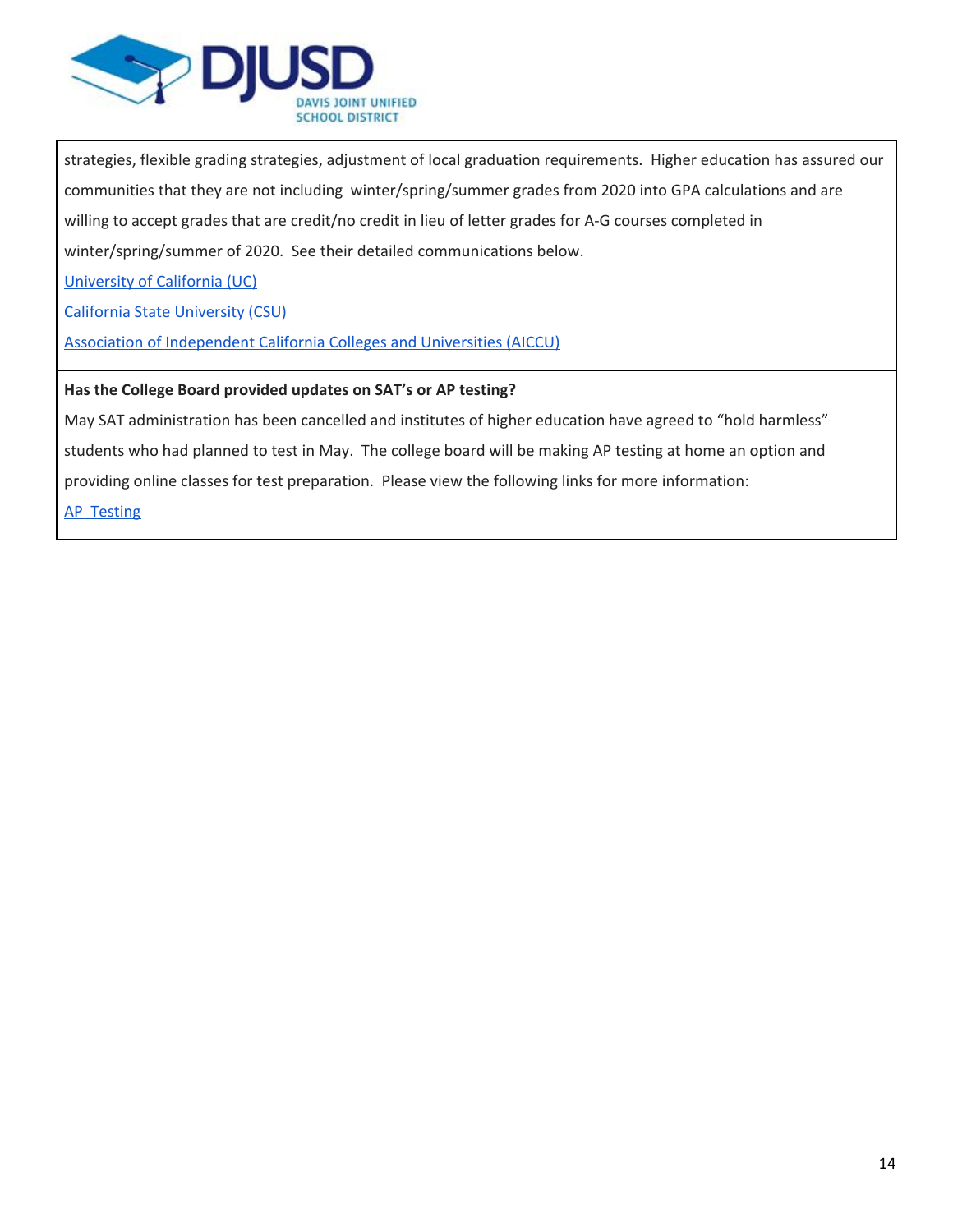strategies, flexible grading strategies, adjustment of local graduation requirements. Higher education has assured our communities that they are not including winter/spring/summer grades from 2020 into GPA calculations and are willing to accept grades that are credit/no credit in lieu of letter grades for A-G courses completed in winter/spring/summer of 2020. See their detailed communications below.

University of California (UC)

California State University (CSU)

Association of Independent California Colleges and Universities (AICCU)

**Has the College Board provided updates on SAT's or AP testing?**

May SAT administration has been cancelled and institutes of higher education have agreed to "hold harmless" students who had planned to test in May. The college board will be making AP testing at home an option and providing online classes for test preparation. Please view the following links for more information:

AP Testing